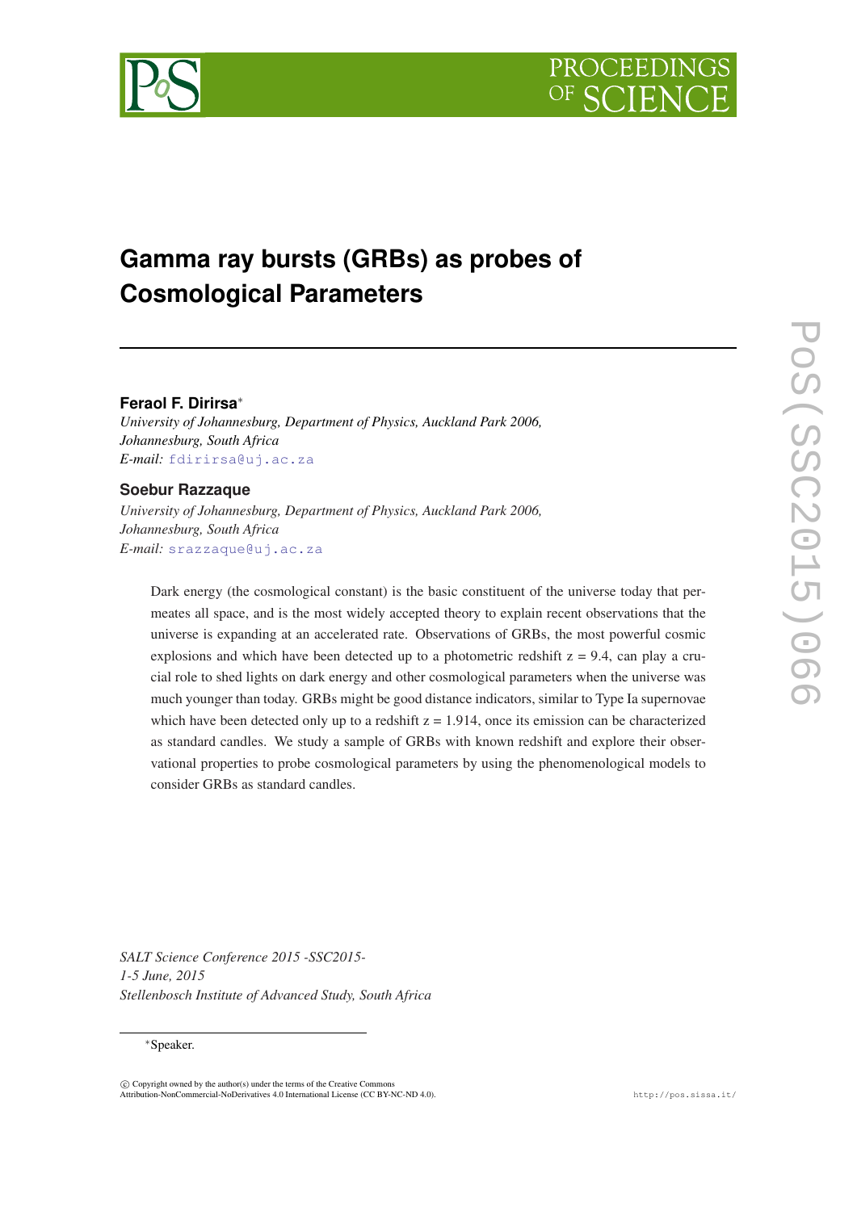# Gamma ray bursts (GRBs) as probes of Cosmological Parameters

**Feraol F. Dirirsa**[*]

*University of Johannesburg, Department of Physics, Auckland Park 2006, Johannesburg, South Africa*

*E-mail:* fdirirsa@uj.ac.za

**Soebur Razzaque**

*University of Johannesburg, Department of Physics, Auckland Park 2006, Johannesburg, South Africa*

*E-mail:* srazzaque@uj.ac.za

Dark energy (the cosmological constant) is the basic constituent of the universe today that permeates all space, and is the most widely accepted theory to explain recent observations that the universe is expanding at an accelerated rate. Observations of GRBs, the most powerful cosmic explosions and which have been detected up to a photometric redshift z = 9.4, can play a crucial role to shed lights on dark energy and other cosmological parameters when the universe was much younger than today. GRBs might be good distance indicators, similar to Type Ia supernovae which have been detected only up to a redshift z = 1.914, once its emission can be characterized as standard candles. We study a sample of GRBs with known redshift and explore their observational properties to probe cosmological parameters by using the phenomenological models to consider GRBs as standard candles.

*SALT Science Conference 2015 -SSC2015-*
*1-5 June, 2015*
*Stellenbosch Institute of Advanced Study, South Africa*

[*]Speaker.

© Copyright owned by the author(s) under the terms of the Creative Commons Attribution-NonCommercial-NoDerivatives 4.0 International License (CC BY-NC-ND 4.0).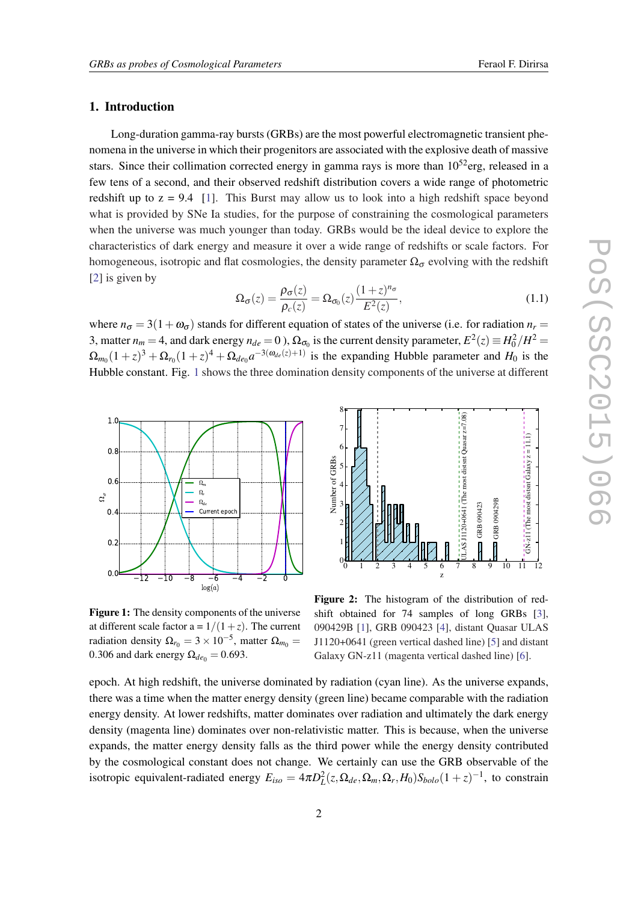## 1. Introduction

Long-duration gamma-ray bursts (GRBs) are the most powerful electromagnetic transient phenomena in the universe in which their progenitors are associated with the explosive death of massive stars. Since their collimation corrected energy in gamma rays is more than $10^{52}$erg, released in a few tens of a second, and their observed redshift distribution covers a wide range of photometric redshift up to z = 9.4 [1]. This Burst may allow us to look into a high redshift space beyond what is provided by SNe Ia studies, for the purpose of constraining the cosmological parameters when the universe was much younger than today. GRBs would be the ideal device to explore the characteristics of dark energy and measure it over a wide range of redshifts or scale factors. For homogeneous, isotropic and flat cosmologies, the density parameter $\Omega_\sigma$ evolving with the redshift [2] is given by

$$\Omega_\sigma(z) = \frac{\rho_\sigma(z)}{\rho_c(z)} = \Omega_{\sigma_0}(z)\frac{(1+z)^{n_\sigma}}{E^2(z)}, \tag{1.1}$$

where $n_\sigma = 3(1+\omega_\sigma)$ stands for different equation of states of the universe (i.e. for radiation $n_r = 3$, matter $n_m = 4$, and dark energy $n_{de} = 0$ ), $\Omega_{\sigma_0}$ is the current density parameter, $E^2(z) \equiv H_0^2/H^2 = \Omega_{m_0}(1+z)^3 + \Omega_{r_0}(1+z)^4 + \Omega_{de_0}a^{-3(\omega_{de}(z)+1)}$ is the expanding Hubble parameter and $H_0$ is the Hubble constant. Fig. 1 shows the three domination density components of the universe at different epoch. At high redshift, the universe dominated by radiation (cyan line). As the universe expands, there was a time when the matter energy density (green line) became comparable with the radiation energy density. At lower redshifts, matter dominates over radiation and ultimately the dark energy density (magenta line) dominates over non-relativistic matter. This is because, when the universe expands, the matter energy density falls as the third power while the energy density contributed by the cosmological constant does not change. We certainly can use the GRB observable of the isotropic equivalent-radiated energy $E_{iso} = 4\pi D_L^2(z, \Omega_{de}, \Omega_m, \Omega_r, H_0)S_{bolo}(1+z)^{-1}$, to constrain

**Figure 1:** The density components of the universe at different scale factor a = $1/(1+z)$. The current radiation density $\Omega_{r_0} = 3\times10^{-5}$, matter $\Omega_{m_0} = 0.306$ and dark energy $\Omega_{de_0} = 0.693$.

**Figure 2:** The histogram of the distribution of redshift obtained for 74 samples of long GRBs [3], 090429B [1], GRB 090423 [4], distant Quasar ULAS J1120+0641 (green vertical dashed line) [5] and distant Galaxy GN-z11 (magenta vertical dashed line) [6].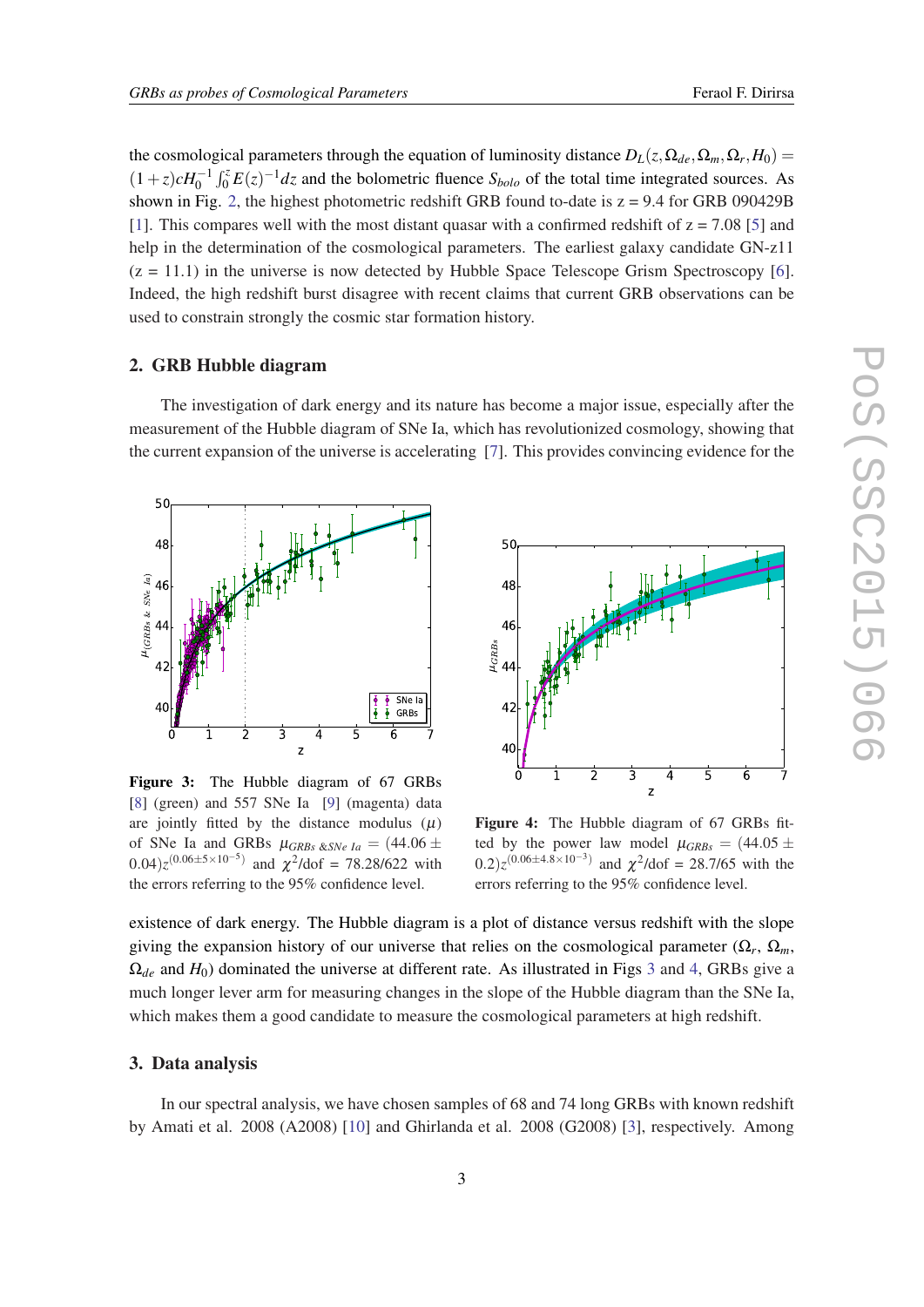the cosmological parameters through the equation of luminosity distance $D_L(z, \Omega_{de}, \Omega_m, \Omega_r, H_0) = (1+z)cH_0^{-1}\int_0^z E(z)^{-1}dz$ and the bolometric fluence $S_{bolo}$ of the total time integrated sources. As shown in Fig. 2, the highest photometric redshift GRB found to-date is z = 9.4 for GRB 090429B [1]. This compares well with the most distant quasar with a confirmed redshift of z = 7.08 [5] and help in the determination of the cosmological parameters. The earliest galaxy candidate GN-z11 (z = 11.1) in the universe is now detected by Hubble Space Telescope Grism Spectroscopy [6]. Indeed, the high redshift burst disagree with recent claims that current GRB observations can be used to constrain strongly the cosmic star formation history.

## 2. GRB Hubble diagram

The investigation of dark energy and its nature has become a major issue, especially after the measurement of the Hubble diagram of SNe Ia, which has revolutionized cosmology, showing that the current expansion of the universe is accelerating [7]. This provides convincing evidence for the existence of dark energy. The Hubble diagram is a plot of distance versus redshift with the slope giving the expansion history of our universe that relies on the cosmological parameter ($\Omega_r$, $\Omega_m$, $\Omega_{de}$ and $H_0$) dominated the universe at different rate. As illustrated in Figs 3 and 4, GRBs give a much longer lever arm for measuring changes in the slope of the Hubble diagram than the SNe Ia, which makes them a good candidate to measure the cosmological parameters at high redshift.

**Figure 3:** The Hubble diagram of 67 GRBs [8] (green) and 557 SNe Ia [9] (magenta) data are jointly fitted by the distance modulus ($\mu$) of SNe Ia and GRBs $\mu_{GRBs\ \&SNe\ Ia} = (44.06 \pm 0.04)z^{(0.06\pm5\times10^{-5})}$ and $\chi^2$/dof = 78.28/622 with the errors referring to the 95% confidence level.

**Figure 4:** The Hubble diagram of 67 GRBs fitted by the power law model $\mu_{GRBs} = (44.05 \pm 0.2)z^{(0.06\pm4.8\times10^{-3})}$ and $\chi^2$/dof = 28.7/65 with the errors referring to the 95% confidence level.

## 3. Data analysis

In our spectral analysis, we have chosen samples of 68 and 74 long GRBs with known redshift by Amati et al. 2008 (A2008) [10] and Ghirlanda et al. 2008 (G2008) [3], respectively. Among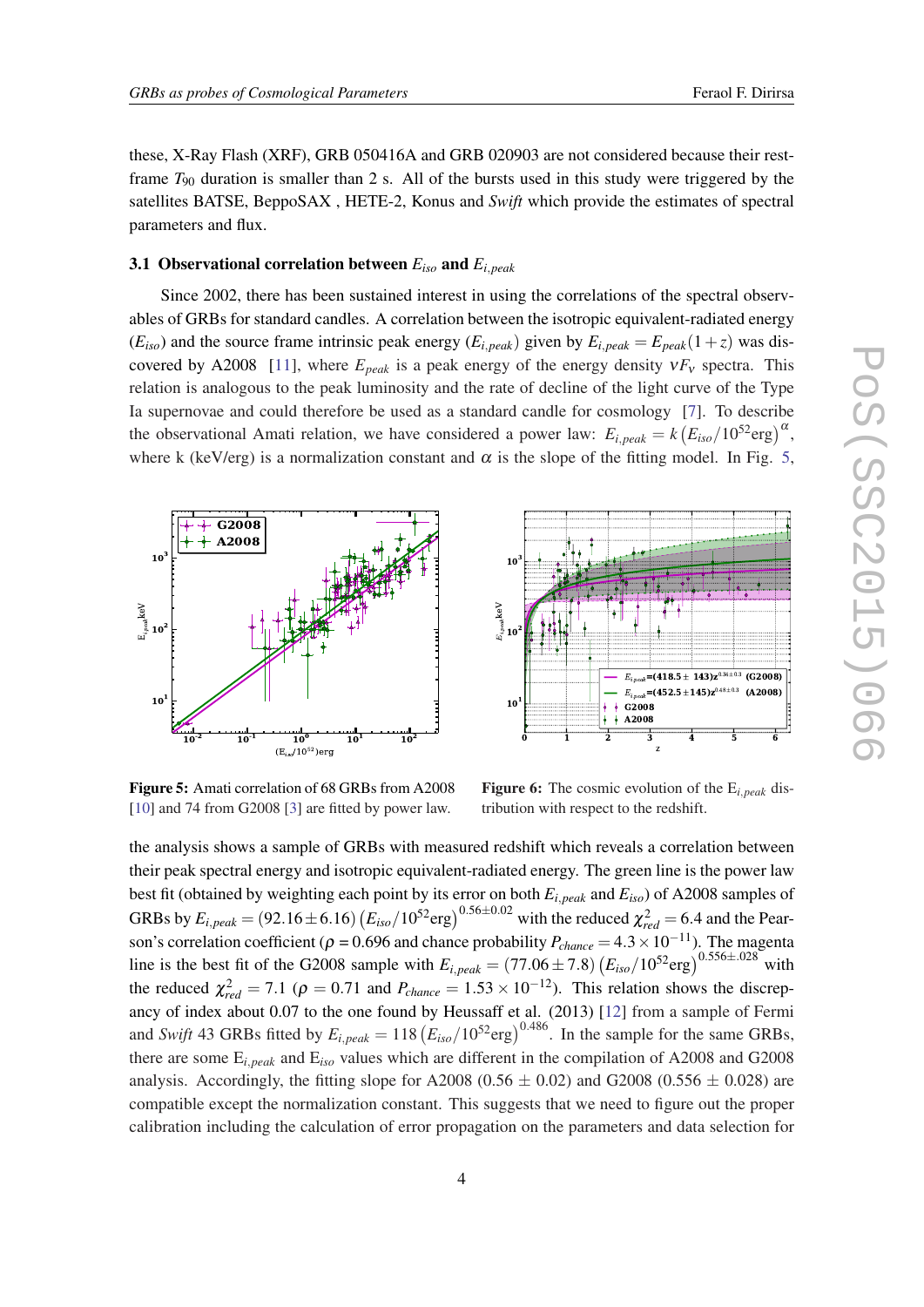these, X-Ray Flash (XRF), GRB 050416A and GRB 020903 are not considered because their rest-frame $T_{90}$ duration is smaller than 2 s. All of the bursts used in this study were triggered by the satellites BATSE, BeppoSAX , HETE-2, Konus and *Swift* which provide the estimates of spectral parameters and flux.

### 3.1 Observational correlation between $E_{iso}$ and $E_{i,peak}$

Since 2002, there has been sustained interest in using the correlations of the spectral observables of GRBs for standard candles. A correlation between the isotropic equivalent-radiated energy ($E_{iso}$) and the source frame intrinsic peak energy ($E_{i,peak}$) given by $E_{i,peak} = E_{peak}(1+z)$ was discovered by A2008 [11], where $E_{peak}$ is a peak energy of the energy density $\nu F_{\nu}$ spectra. This relation is analogous to the peak luminosity and the rate of decline of the light curve of the Type Ia supernovae and could therefore be used as a standard candle for cosmology [7]. To describe the observational Amati relation, we have considered a power law: $E_{i,peak} = k\left(E_{iso}/10^{52}\text{erg}\right)^{\alpha}$, where k (keV/erg) is a normalization constant and $\alpha$ is the slope of the fitting model. In Fig. 5,

**Figure 5:** Amati correlation of 68 GRBs from A2008 [10] and 74 from G2008 [3] are fitted by power law.

**Figure 6:** The cosmic evolution of the $E_{i,peak}$ distribution with respect to the redshift.

the analysis shows a sample of GRBs with measured redshift which reveals a correlation between their peak spectral energy and isotropic equivalent-radiated energy. The green line is the power law best fit (obtained by weighting each point by its error on both $E_{i,peak}$ and $E_{iso}$) of A2008 samples of GRBs by $E_{i,peak} = (92.16 \pm 6.16)\left(E_{iso}/10^{52}\text{erg}\right)^{0.56\pm0.02}$ with the reduced $\chi^2_{red} = 6.4$ and the Pearson's correlation coefficient ($\rho = 0.696$ and chance probability $P_{chance} = 4.3 \times 10^{-11}$). The magenta line is the best fit of the G2008 sample with $E_{i,peak} = (77.06 \pm 7.8)\left(E_{iso}/10^{52}\text{erg}\right)^{0.556\pm.028}$ with the reduced $\chi^2_{red} = 7.1$ ($\rho = 0.71$ and $P_{chance} = 1.53 \times 10^{-12}$). This relation shows the discrepancy of index about 0.07 to the one found by Heussaff et al. (2013) [12] from a sample of Fermi and *Swift* 43 GRBs fitted by $E_{i,peak} = 118\left(E_{iso}/10^{52}\text{erg}\right)^{0.486}$. In the sample for the same GRBs, there are some $E_{i,peak}$ and $E_{iso}$ values which are different in the compilation of A2008 and G2008 analysis. Accordingly, the fitting slope for A2008 (0.56 $\pm$ 0.02) and G2008 (0.556 $\pm$ 0.028) are compatible except the normalization constant. This suggests that we need to figure out the proper calibration including the calculation of error propagation on the parameters and data selection for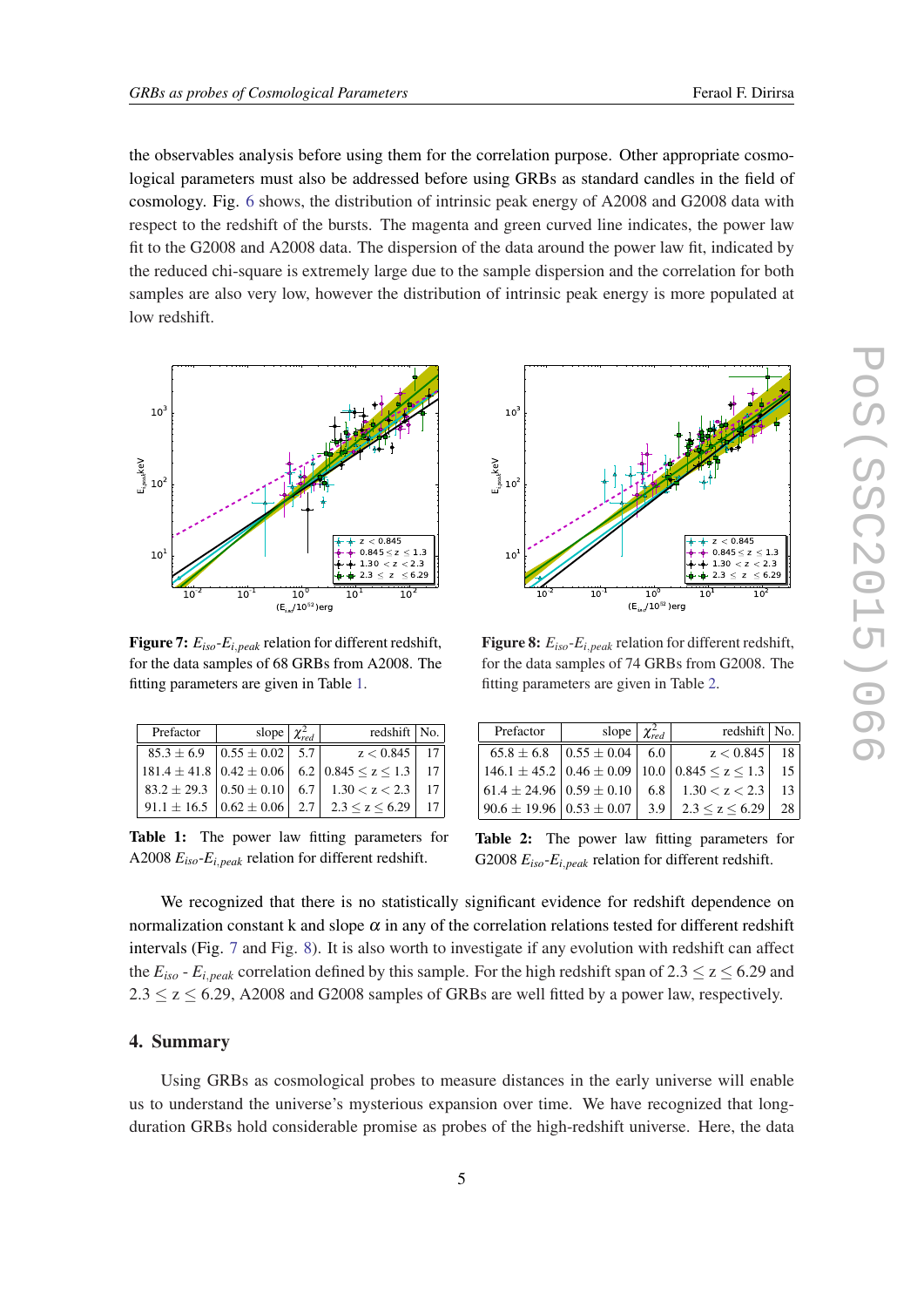the observables analysis before using them for the correlation purpose. Other appropriate cosmological parameters must also be addressed before using GRBs as standard candles in the field of cosmology. Fig. 6 shows, the distribution of intrinsic peak energy of A2008 and G2008 data with respect to the redshift of the bursts. The magenta and green curved line indicates, the power law fit to the G2008 and A2008 data. The dispersion of the data around the power law fit, indicated by the reduced chi-square is extremely large due to the sample dispersion and the correlation for both samples are also very low, however the distribution of intrinsic peak energy is more populated at low redshift.

**Figure 7:** $E_{iso}$-$E_{i,peak}$ relation for different redshift, for the data samples of 68 GRBs from A2008. The fitting parameters are given in Table 1.

**Figure 8:** $E_{iso}$-$E_{i,peak}$ relation for different redshift, for the data samples of 74 GRBs from G2008. The fitting parameters are given in Table 2.

| Prefactor | slope | $\chi^2_{red}$ | redshift | No. |
|---|---|---|---|---|
| $85.3 \pm 6.9$ | $0.55 \pm 0.02$ | 5.7 | $z < 0.845$ | 17 |
| $181.4 \pm 41.8$ | $0.42 \pm 0.06$ | 6.2 | $0.845 \leq z \leq 1.3$ | 17 |
| $83.2 \pm 29.3$ | $0.50 \pm 0.10$ | 6.7 | $1.30 < z < 2.3$ | 17 |
| $91.1 \pm 16.5$ | $0.62 \pm 0.06$ | 2.7 | $2.3 \leq z \leq 6.29$ | 17 |

**Table 1:** The power law fitting parameters for A2008 $E_{iso}$-$E_{i,peak}$ relation for different redshift.

| Prefactor | slope | $\chi^2_{red}$ | redshift | No. |
|---|---|---|---|---|
| $65.8 \pm 6.8$ | $0.55 \pm 0.04$ | 6.0 | $z < 0.845$ | 18 |
| $146.1 \pm 45.2$ | $0.46 \pm 0.09$ | 10.0 | $0.845 \leq z \leq 1.3$ | 15 |
| $61.4 \pm 24.96$ | $0.59 \pm 0.10$ | 6.8 | $1.30 < z < 2.3$ | 13 |
| $90.6 \pm 19.96$ | $0.53 \pm 0.07$ | 3.9 | $2.3 \leq z \leq 6.29$ | 28 |

**Table 2:** The power law fitting parameters for G2008 $E_{iso}$-$E_{i,peak}$ relation for different redshift.

We recognized that there is no statistically significant evidence for redshift dependence on normalization constant k and slope $\alpha$ in any of the correlation relations tested for different redshift intervals (Fig. 7 and Fig. 8). It is also worth to investigate if any evolution with redshift can affect the $E_{iso}$ - $E_{i,peak}$ correlation defined by this sample. For the high redshift span of $2.3 \leq z \leq 6.29$ and $2.3 \leq z \leq 6.29$, A2008 and G2008 samples of GRBs are well fitted by a power law, respectively.

## 4. Summary

Using GRBs as cosmological probes to measure distances in the early universe will enable us to understand the universe's mysterious expansion over time. We have recognized that long-duration GRBs hold considerable promise as probes of the high-redshift universe. Here, the data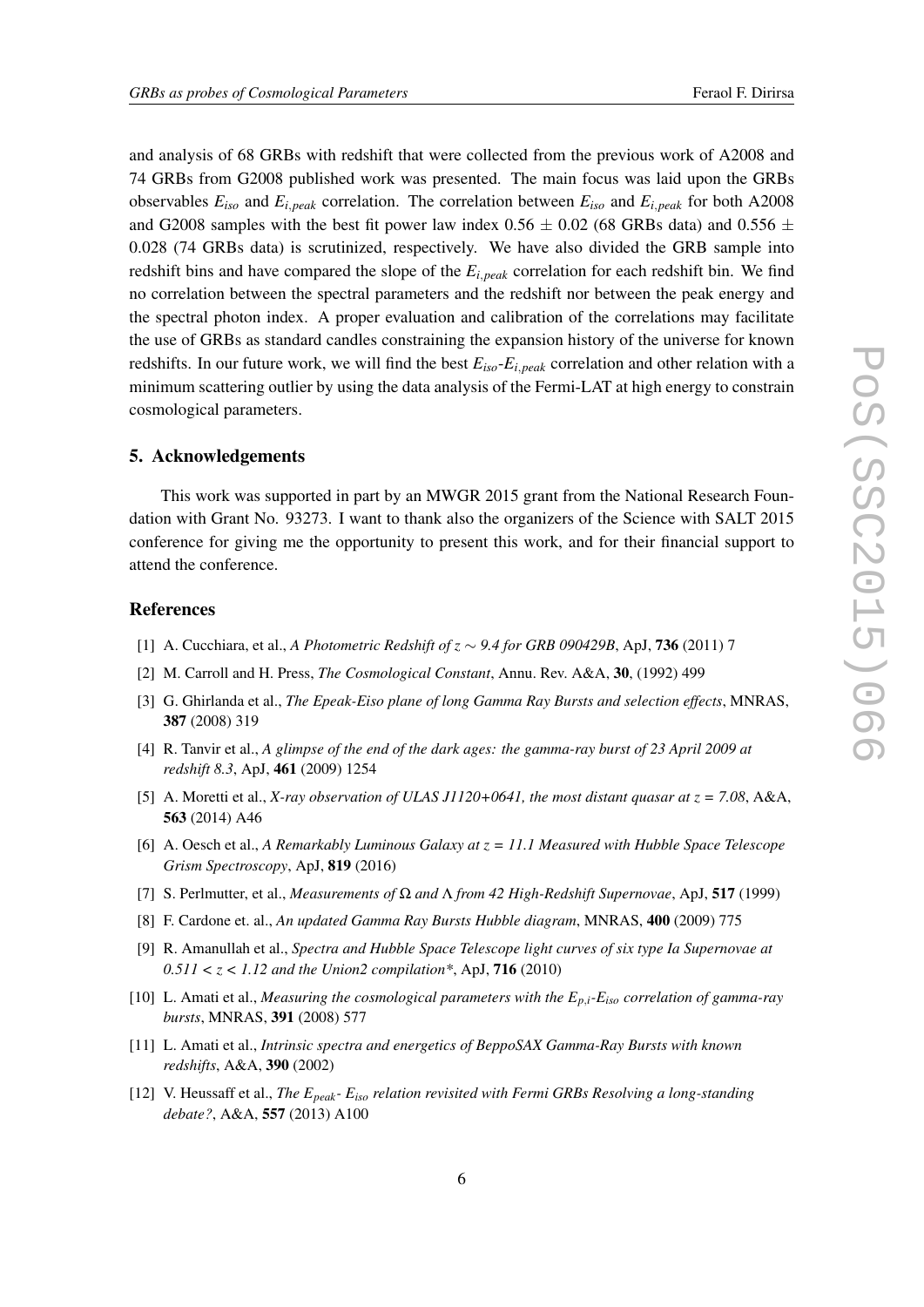and analysis of 68 GRBs with redshift that were collected from the previous work of A2008 and 74 GRBs from G2008 published work was presented. The main focus was laid upon the GRBs observables $E_{iso}$ and $E_{i,peak}$ correlation. The correlation between $E_{iso}$ and $E_{i,peak}$ for both A2008 and G2008 samples with the best fit power law index $0.56 \pm 0.02$ (68 GRBs data) and $0.556 \pm 0.028$ (74 GRBs data) is scrutinized, respectively. We have also divided the GRB sample into redshift bins and have compared the slope of the $E_{i,peak}$ correlation for each redshift bin. We find no correlation between the spectral parameters and the redshift nor between the peak energy and the spectral photon index. A proper evaluation and calibration of the correlations may facilitate the use of GRBs as standard candles constraining the expansion history of the universe for known redshifts. In our future work, we will find the best $E_{iso}$-$E_{i,peak}$ correlation and other relation with a minimum scattering outlier by using the data analysis of the Fermi-LAT at high energy to constrain cosmological parameters.

## 5. Acknowledgements

This work was supported in part by an MWGR 2015 grant from the National Research Foundation with Grant No. 93273. I want to thank also the organizers of the Science with SALT 2015 conference for giving me the opportunity to present this work, and for their financial support to attend the conference.

## References

[1] A. Cucchiara, et al., *A Photometric Redshift of $z \sim 9.4$ for GRB 090429B*, ApJ, **736** (2011) 7

[2] M. Carroll and H. Press, *The Cosmological Constant*, Annu. Rev. A&A, **30**, (1992) 499

[3] G. Ghirlanda et al., *The Epeak-Eiso plane of long Gamma Ray Bursts and selection effects*, MNRAS, **387** (2008) 319

[4] R. Tanvir et al., *A glimpse of the end of the dark ages: the gamma-ray burst of 23 April 2009 at redshift 8.3*, ApJ, **461** (2009) 1254

[5] A. Moretti et al., *X-ray observation of ULAS J1120+0641, the most distant quasar at z = 7.08*, A&A, **563** (2014) A46

[6] A. Oesch et al., *A Remarkably Luminous Galaxy at z = 11.1 Measured with Hubble Space Telescope Grism Spectroscopy*, ApJ, **819** (2016)

[7] S. Perlmutter, et al., *Measurements of $\Omega$ and $\Lambda$ from 42 High-Redshift Supernovae*, ApJ, **517** (1999)

[8] F. Cardone et. al., *An updated Gamma Ray Bursts Hubble diagram*, MNRAS, **400** (2009) 775

[9] R. Amanullah et al., *Spectra and Hubble Space Telescope light curves of six type Ia Supernovae at $0.511 < z < 1.12$ and the Union2 compilation\**, ApJ, **716** (2010)

[10] L. Amati et al., *Measuring the cosmological parameters with the $E_{p,i}$-$E_{iso}$ correlation of gamma-ray bursts*, MNRAS, **391** (2008) 577

[11] L. Amati et al., *Intrinsic spectra and energetics of BeppoSAX Gamma-Ray Bursts with known redshifts*, A&A, **390** (2002)

[12] V. Heussaff et al., *The $E_{peak}$- $E_{iso}$ relation revisited with Fermi GRBs Resolving a long-standing debate?*, A&A, **557** (2013) A100